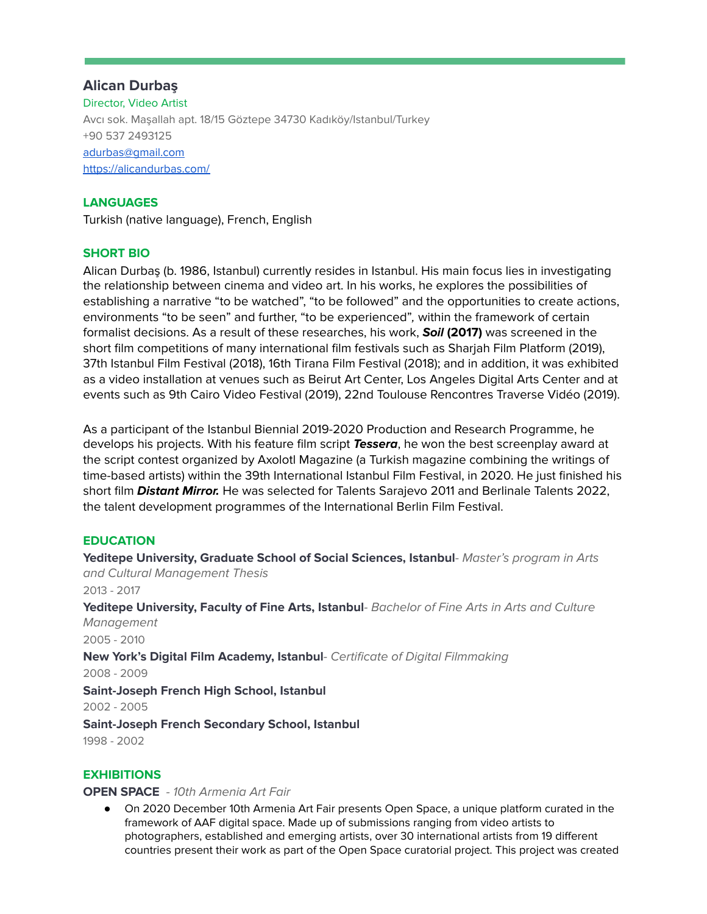# Alican Durbaş

Director, Video Artist

Avcı sok. Maşallah apt. 18/15 Göztepe 34730 Kadıköy/Istanbul/Turkey

+90 537 2493125

adurbas@gmail.com

https://alicandurbas.com/

## LANGUAGES

Turkish (native language), French, English

## SHORT BIO

Alican Durbaş (b. 1986, Istanbul) currently resides in Istanbul. His main focus lies in investigating the relationship between cinema and video art. In his works, he explores the possibilities of establishing a narrative "to be watched", "to be followed" and the opportunities to create actions, environments "to be seen" and further, "to be experienced", within the framework of certain formalist decisions. As a result of these researches, his work, ***Soil* (2017)** was screened in the short film competitions of many international film festivals such as Sharjah Film Platform (2019), 37th Istanbul Film Festival (2018), 16th Tirana Film Festival (2018); and in addition, it was exhibited as a video installation at venues such as Beirut Art Center, Los Angeles Digital Arts Center and at events such as 9th Cairo Video Festival (2019), 22nd Toulouse Rencontres Traverse Vidéo (2019).

As a participant of the Istanbul Biennial 2019-2020 Production and Research Programme, he develops his projects. With his feature film script ***Tessera***, he won the best screenplay award at the script contest organized by Axolotl Magazine (a Turkish magazine combining the writings of time-based artists) within the 39th International Istanbul Film Festival, in 2020. He just finished his short film ***Distant Mirror.*** He was selected for Talents Sarajevo 2011 and Berlinale Talents 2022, the talent development programmes of the International Berlin Film Festival.

## EDUCATION

**Yeditepe University, Graduate School of Social Sciences, Istanbul**- *Master's program in Arts and Cultural Management Thesis*

2013 - 2017

**Yeditepe University, Faculty of Fine Arts, Istanbul**- *Bachelor of Fine Arts in Arts and Culture Management*

2005 - 2010

**New York's Digital Film Academy, Istanbul**- *Certificate of Digital Filmmaking*

2008 - 2009

**Saint-Joseph French High School, Istanbul**

2002 - 2005

**Saint-Joseph French Secondary School, Istanbul**

1998 - 2002

## EXHIBITIONS

**OPEN SPACE** - *10th Armenia Art Fair*

- On 2020 December 10th Armenia Art Fair presents Open Space, a unique platform curated in the framework of AAF digital space. Made up of submissions ranging from video artists to photographers, established and emerging artists, over 30 international artists from 19 different countries present their work as part of the Open Space curatorial project. This project was created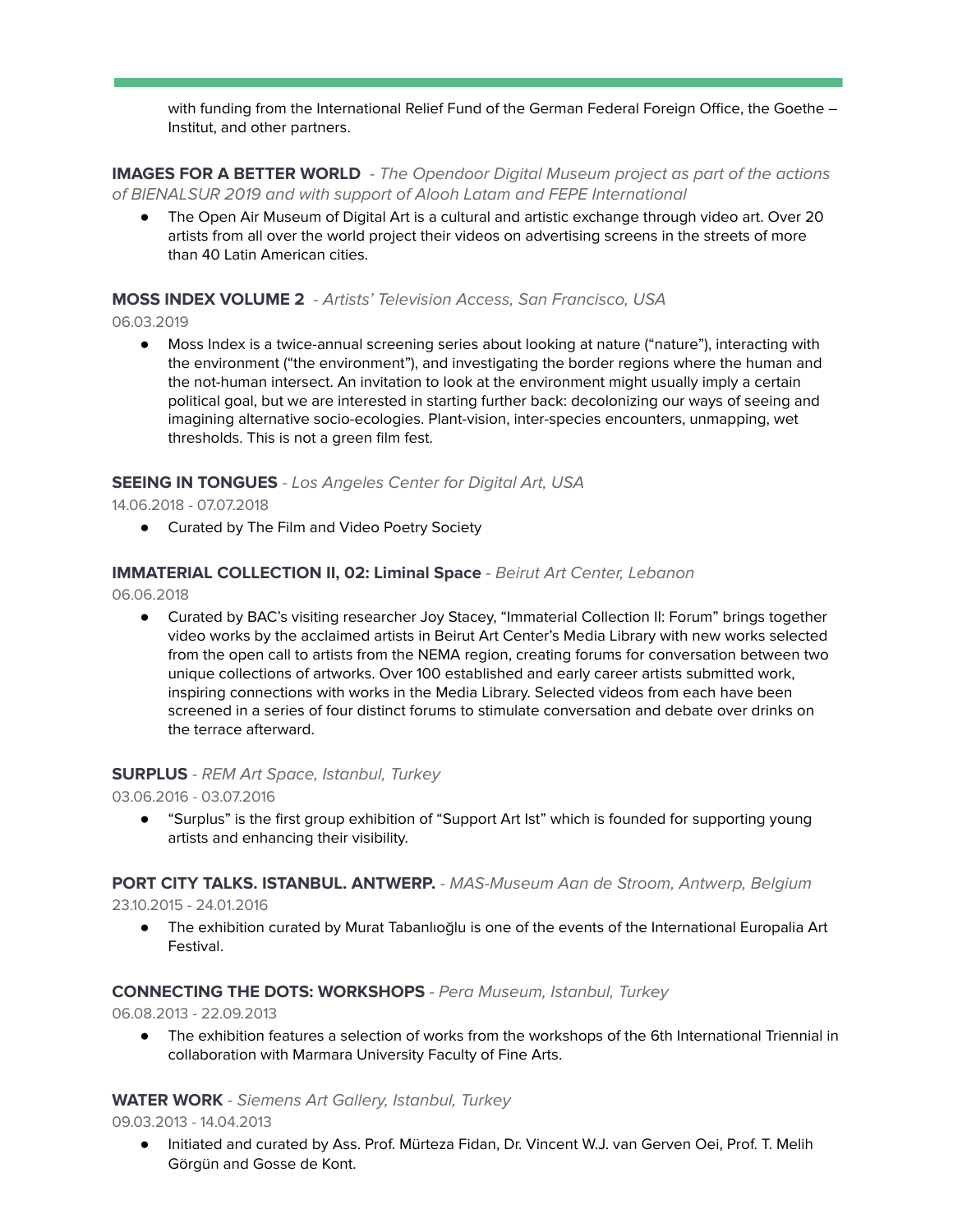with funding from the International Relief Fund of the German Federal Foreign Office, the Goethe – Institut, and other partners.

**IMAGES FOR A BETTER WORLD** *- The Opendoor Digital Museum project as part of the actions of BIENALSUR 2019 and with support of Alooh Latam and FEPE International*

- The Open Air Museum of Digital Art is a cultural and artistic exchange through video art. Over 20 artists from all over the world project their videos on advertising screens in the streets of more than 40 Latin American cities.

**MOSS INDEX VOLUME 2** *- Artists' Television Access, San Francisco, USA*

06.03.2019

- Moss Index is a twice-annual screening series about looking at nature ("nature"), interacting with the environment ("the environment"), and investigating the border regions where the human and the not-human intersect. An invitation to look at the environment might usually imply a certain political goal, but we are interested in starting further back: decolonizing our ways of seeing and imagining alternative socio-ecologies. Plant-vision, inter-species encounters, unmapping, wet thresholds. This is not a green film fest.

**SEEING IN TONGUES** *- Los Angeles Center for Digital Art, USA*

14.06.2018 - 07.07.2018

- Curated by The Film and Video Poetry Society

**IMMATERIAL COLLECTION II, 02: Liminal Space** *- Beirut Art Center, Lebanon*

06.06.2018

- Curated by BAC's visiting researcher Joy Stacey, "Immaterial Collection II: Forum" brings together video works by the acclaimed artists in Beirut Art Center's Media Library with new works selected from the open call to artists from the NEMA region, creating forums for conversation between two unique collections of artworks. Over 100 established and early career artists submitted work, inspiring connections with works in the Media Library. Selected videos from each have been screened in a series of four distinct forums to stimulate conversation and debate over drinks on the terrace afterward.

**SURPLUS** *- REM Art Space, Istanbul, Turkey*

03.06.2016 - 03.07.2016

- "Surplus" is the first group exhibition of "Support Art Ist" which is founded for supporting young artists and enhancing their visibility.

**PORT CITY TALKS. ISTANBUL. ANTWERP.** *- MAS-Museum Aan de Stroom, Antwerp, Belgium*

23.10.2015 - 24.01.2016

- The exhibition curated by Murat Tabanlıoğlu is one of the events of the International Europalia Art Festival.

**CONNECTING THE DOTS: WORKSHOPS** *- Pera Museum, Istanbul, Turkey*

06.08.2013 - 22.09.2013

- The exhibition features a selection of works from the workshops of the 6th International Triennial in collaboration with Marmara University Faculty of Fine Arts.

**WATER WORK** *- Siemens Art Gallery, Istanbul, Turkey*

09.03.2013 - 14.04.2013

- Initiated and curated by Ass. Prof. Mürteza Fidan, Dr. Vincent W.J. van Gerven Oei, Prof. T. Melih Görgün and Gosse de Kont.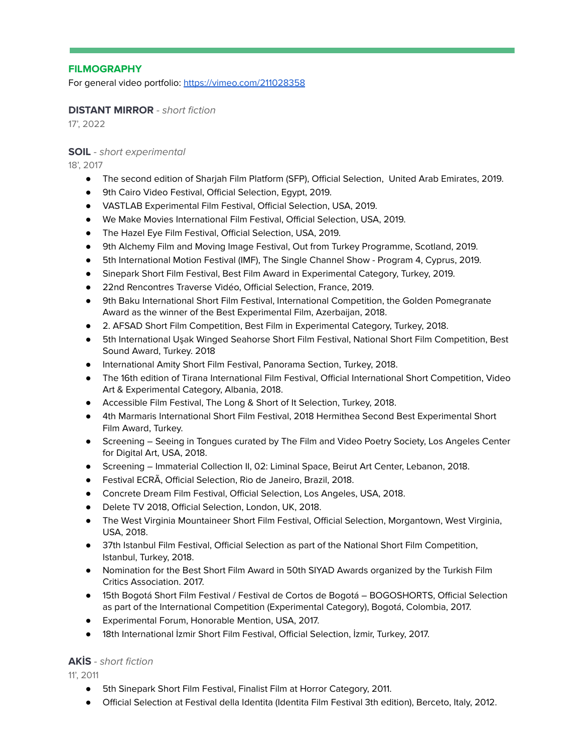## FILMOGRAPHY

For general video portfolio: [https://vimeo.com/211028358](https://vimeo.com/211028358)

**DISTANT MIRROR** - *short fiction*

17', 2022

**SOIL** - *short experimental*

18', 2017

- The second edition of Sharjah Film Platform (SFP), Official Selection, United Arab Emirates, 2019.
- 9th Cairo Video Festival, Official Selection, Egypt, 2019.
- VASTLAB Experimental Film Festival, Official Selection, USA, 2019.
- We Make Movies International Film Festival, Official Selection, USA, 2019.
- The Hazel Eye Film Festival, Official Selection, USA, 2019.
- 9th Alchemy Film and Moving Image Festival, Out from Turkey Programme, Scotland, 2019.
- 5th International Motion Festival (IMF), The Single Channel Show - Program 4, Cyprus, 2019.
- Sinepark Short Film Festival, Best Film Award in Experimental Category, Turkey, 2019.
- 22nd Rencontres Traverse Vidéo, Official Selection, France, 2019.
- 9th Baku International Short Film Festival, International Competition, the Golden Pomegranate Award as the winner of the Best Experimental Film, Azerbaijan, 2018.
- 2. AFSAD Short Film Competition, Best Film in Experimental Category, Turkey, 2018.
- 5th International Uşak Winged Seahorse Short Film Festival, National Short Film Competition, Best Sound Award, Turkey. 2018
- International Amity Short Film Festival, Panorama Section, Turkey, 2018.
- The 16th edition of Tirana International Film Festival, Official International Short Competition, Video Art & Experimental Category, Albania, 2018.
- Accessible Film Festival, The Long & Short of It Selection, Turkey, 2018.
- 4th Marmaris International Short Film Festival, 2018 Hermithea Second Best Experimental Short Film Award, Turkey.
- Screening – Seeing in Tongues curated by The Film and Video Poetry Society, Los Angeles Center for Digital Art, USA, 2018.
- Screening – Immaterial Collection II, 02: Liminal Space, Beirut Art Center, Lebanon, 2018.
- Festival ECRÃ, Official Selection, Rio de Janeiro, Brazil, 2018.
- Concrete Dream Film Festival, Official Selection, Los Angeles, USA, 2018.
- Delete TV 2018, Official Selection, London, UK, 2018.
- The West Virginia Mountaineer Short Film Festival, Official Selection, Morgantown, West Virginia, USA, 2018.
- 37th Istanbul Film Festival, Official Selection as part of the National Short Film Competition, Istanbul, Turkey, 2018.
- Nomination for the Best Short Film Award in 50th SIYAD Awards organized by the Turkish Film Critics Association. 2017.
- 15th Bogotá Short Film Festival / Festival de Cortos de Bogotá – BOGOSHORTS, Official Selection as part of the International Competition (Experimental Category), Bogotá, Colombia, 2017.
- Experimental Forum, Honorable Mention, USA, 2017.
- 18th International İzmir Short Film Festival, Official Selection, İzmir, Turkey, 2017.

**AKİS** - *short fiction*

11', 2011

- 5th Sinepark Short Film Festival, Finalist Film at Horror Category, 2011.
- Official Selection at Festival della Identita (Identita Film Festival 3th edition), Berceto, Italy, 2012.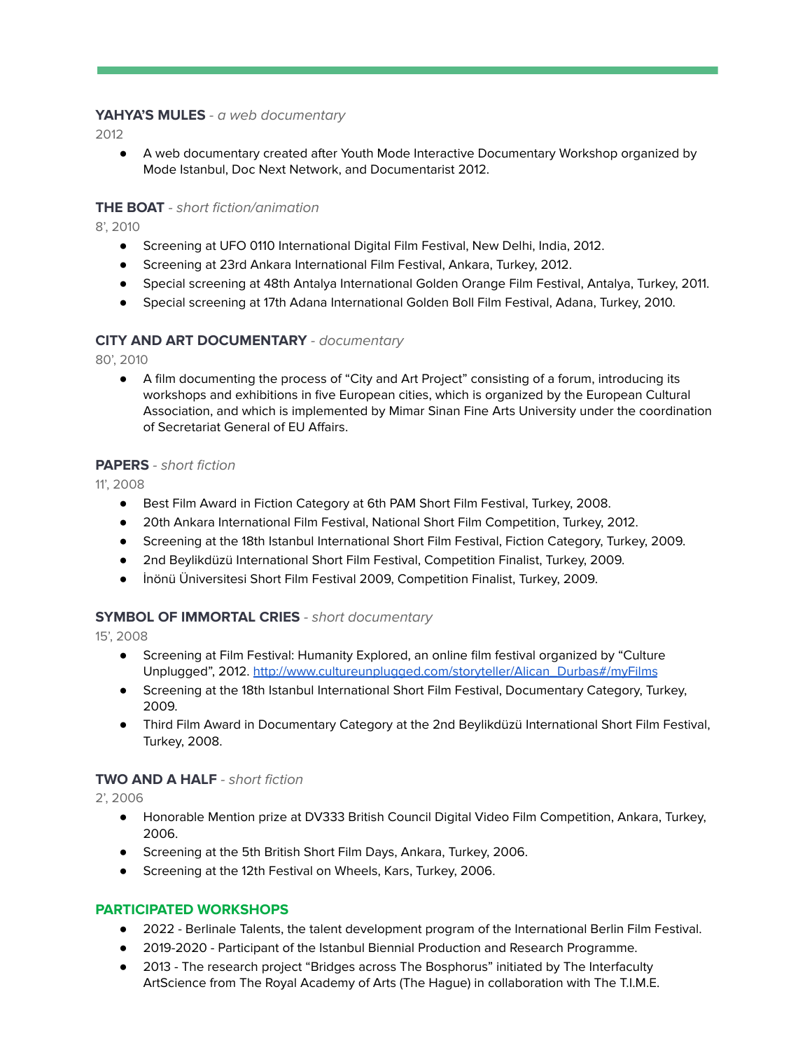**YAHYA'S MULES** - *a web documentary*

2012

- A web documentary created after Youth Mode Interactive Documentary Workshop organized by Mode Istanbul, Doc Next Network, and Documentarist 2012.

**THE BOAT** - *short fiction/animation*

8', 2010

- Screening at UFO 0110 International Digital Film Festival, New Delhi, India, 2012.
- Screening at 23rd Ankara International Film Festival, Ankara, Turkey, 2012.
- Special screening at 48th Antalya International Golden Orange Film Festival, Antalya, Turkey, 2011.
- Special screening at 17th Adana International Golden Boll Film Festival, Adana, Turkey, 2010.

**CITY AND ART DOCUMENTARY** - *documentary*

80', 2010

- A film documenting the process of "City and Art Project" consisting of a forum, introducing its workshops and exhibitions in five European cities, which is organized by the European Cultural Association, and which is implemented by Mimar Sinan Fine Arts University under the coordination of Secretariat General of EU Affairs.

**PAPERS** - *short fiction*

11', 2008

- Best Film Award in Fiction Category at 6th PAM Short Film Festival, Turkey, 2008.
- 20th Ankara International Film Festival, National Short Film Competition, Turkey, 2012.
- Screening at the 18th Istanbul International Short Film Festival, Fiction Category, Turkey, 2009.
- 2nd Beylikdüzü International Short Film Festival, Competition Finalist, Turkey, 2009.
- İnönü Üniversitesi Short Film Festival 2009, Competition Finalist, Turkey, 2009.

**SYMBOL OF IMMORTAL CRIES** - *short documentary*

15', 2008

- Screening at Film Festival: Humanity Explored, an online film festival organized by "Culture Unplugged", 2012. [http://www.cultureunplugged.com/storyteller/Alican_Durbas#/myFilms](http://www.cultureunplugged.com/storyteller/Alican_Durbas#/myFilms)
- Screening at the 18th Istanbul International Short Film Festival, Documentary Category, Turkey, 2009.
- Third Film Award in Documentary Category at the 2nd Beylikdüzü International Short Film Festival, Turkey, 2008.

**TWO AND A HALF** - *short fiction*

2', 2006

- Honorable Mention prize at DV333 British Council Digital Video Film Competition, Ankara, Turkey, 2006.
- Screening at the 5th British Short Film Days, Ankara, Turkey, 2006.
- Screening at the 12th Festival on Wheels, Kars, Turkey, 2006.

## PARTICIPATED WORKSHOPS

- 2022 - Berlinale Talents, the talent development program of the International Berlin Film Festival.
- 2019-2020 - Participant of the Istanbul Biennial Production and Research Programme.
- 2013 - The research project "Bridges across The Bosphorus" initiated by The Interfaculty ArtScience from The Royal Academy of Arts (The Hague) in collaboration with The T.I.M.E.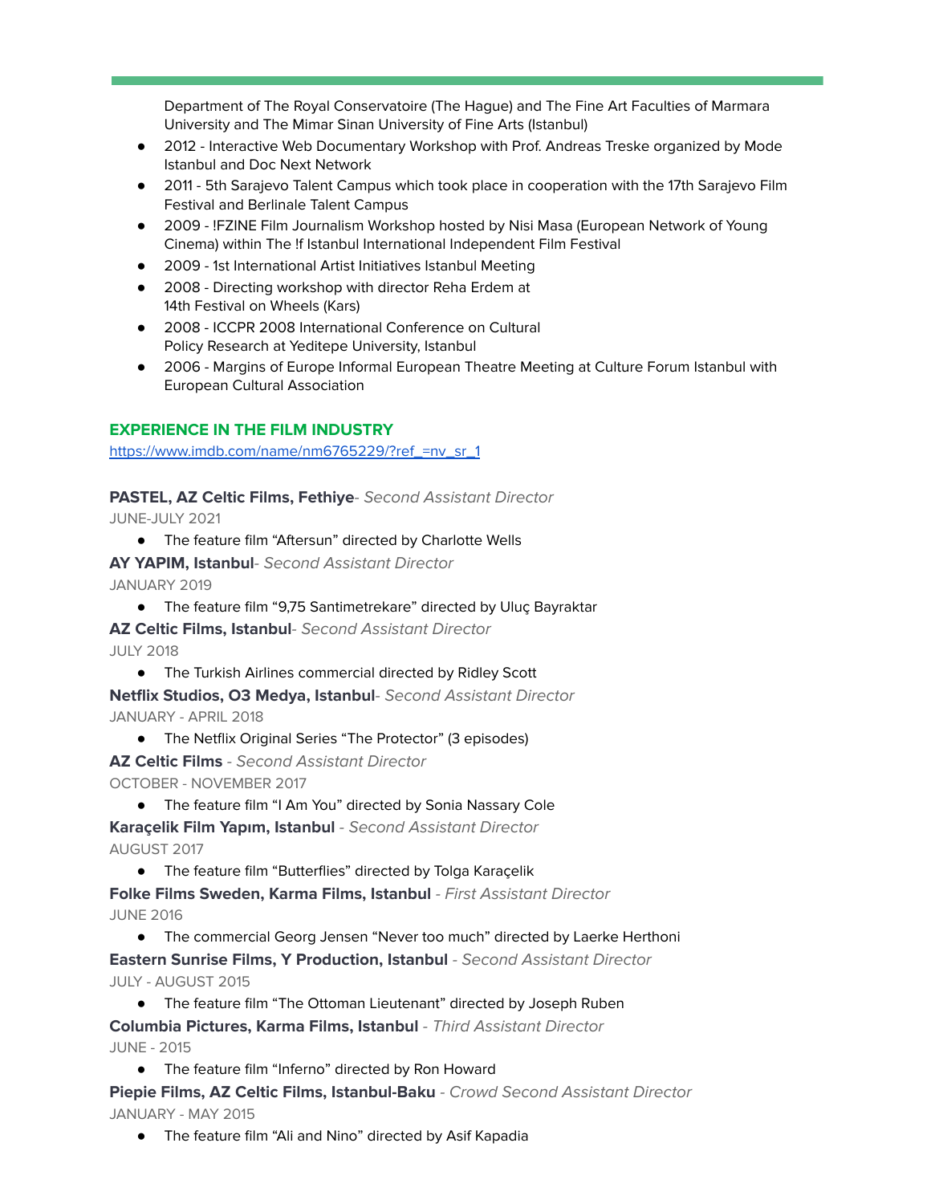Department of The Royal Conservatoire (The Hague) and The Fine Art Faculties of Marmara University and The Mimar Sinan University of Fine Arts (Istanbul)

- 2012 - Interactive Web Documentary Workshop with Prof. Andreas Treske organized by Mode Istanbul and Doc Next Network
- 2011 - 5th Sarajevo Talent Campus which took place in cooperation with the 17th Sarajevo Film Festival and Berlinale Talent Campus
- 2009 - !FZINE Film Journalism Workshop hosted by Nisi Masa (European Network of Young Cinema) within The !f Istanbul International Independent Film Festival
- 2009 - 1st International Artist Initiatives Istanbul Meeting
- 2008 - Directing workshop with director Reha Erdem at 14th Festival on Wheels (Kars)
- 2008 - ICCPR 2008 International Conference on Cultural Policy Research at Yeditepe University, Istanbul
- 2006 - Margins of Europe Informal European Theatre Meeting at Culture Forum Istanbul with European Cultural Association

## EXPERIENCE IN THE FILM INDUSTRY

https://www.imdb.com/name/nm6765229/?ref_=nv_sr_1

**PASTEL, AZ Celtic Films, Fethiye**- *Second Assistant Director*
JUNE-JULY 2021

- The feature film "Aftersun" directed by Charlotte Wells

**AY YAPIM, Istanbul**- *Second Assistant Director*
JANUARY 2019

- The feature film "9,75 Santimetrekare" directed by Uluç Bayraktar

**AZ Celtic Films, Istanbul**- *Second Assistant Director*
JULY 2018

- The Turkish Airlines commercial directed by Ridley Scott

**Netflix Studios, O3 Medya, Istanbul**- *Second Assistant Director*
JANUARY - APRIL 2018

- The Netflix Original Series "The Protector" (3 episodes)

**AZ Celtic Films** - *Second Assistant Director*
OCTOBER - NOVEMBER 2017

- The feature film "I Am You" directed by Sonia Nassary Cole

**Karaçelik Film Yapım, Istanbul** - *Second Assistant Director*
AUGUST 2017

- The feature film "Butterflies" directed by Tolga Karaçelik

**Folke Films Sweden, Karma Films, Istanbul** - *First Assistant Director*
JUNE 2016

- The commercial Georg Jensen "Never too much" directed by Laerke Herthoni

**Eastern Sunrise Films, Y Production, Istanbul** - *Second Assistant Director*
JULY - AUGUST 2015

- The feature film "The Ottoman Lieutenant" directed by Joseph Ruben

**Columbia Pictures, Karma Films, Istanbul** - *Third Assistant Director*
JUNE - 2015

- The feature film "Inferno" directed by Ron Howard

**Piepie Films, AZ Celtic Films, Istanbul-Baku** - *Crowd Second Assistant Director*
JANUARY - MAY 2015

- The feature film "Ali and Nino" directed by Asif Kapadia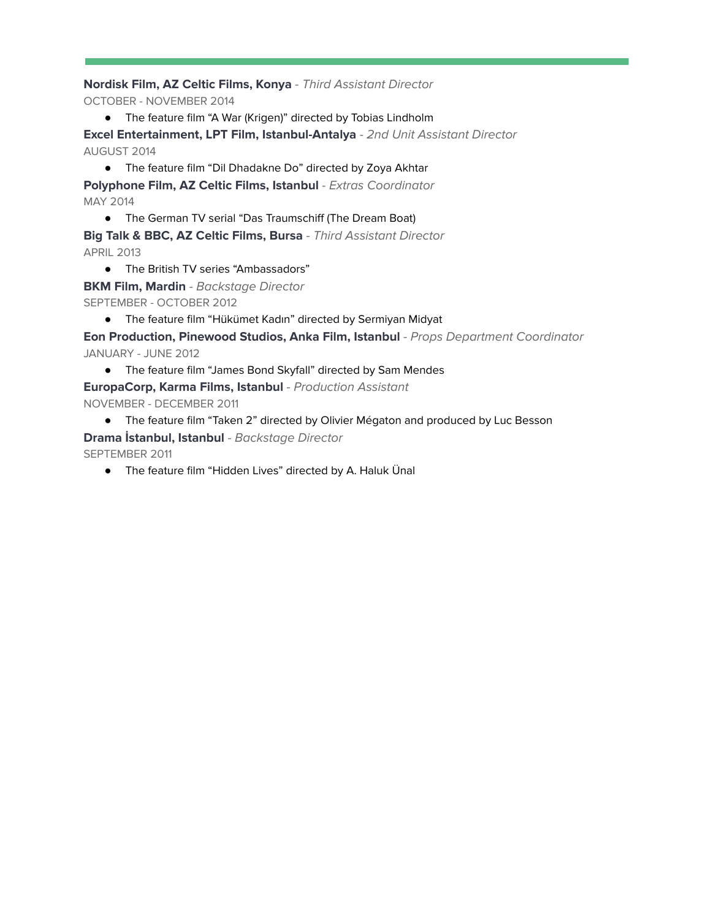**Nordisk Film, AZ Celtic Films, Konya** - *Third Assistant Director*
OCTOBER - NOVEMBER 2014

- The feature film “A War (Krigen)” directed by Tobias Lindholm

**Excel Entertainment, LPT Film, Istanbul-Antalya** - *2nd Unit Assistant Director*
AUGUST 2014

- The feature film “Dil Dhadakne Do” directed by Zoya Akhtar

**Polyphone Film, AZ Celtic Films, Istanbul** - *Extras Coordinator*
MAY 2014

- The German TV serial “Das Traumschiff (The Dream Boat)

**Big Talk & BBC, AZ Celtic Films, Bursa** - *Third Assistant Director*
APRIL 2013

- The British TV series “Ambassadors”

**BKM Film, Mardin** - *Backstage Director*
SEPTEMBER - OCTOBER 2012

- The feature film “Hükümet Kadın” directed by Sermiyan Midyat

**Eon Production, Pinewood Studios, Anka Film, Istanbul** - *Props Department Coordinator*
JANUARY - JUNE 2012

- The feature film “James Bond Skyfall” directed by Sam Mendes

**EuropaCorp, Karma Films, Istanbul** - *Production Assistant*
NOVEMBER - DECEMBER 2011

- The feature film “Taken 2” directed by Olivier Mégaton and produced by Luc Besson

**Drama İstanbul, Istanbul** - *Backstage Director*
SEPTEMBER 2011

- The feature film “Hidden Lives” directed by A. Haluk Ünal